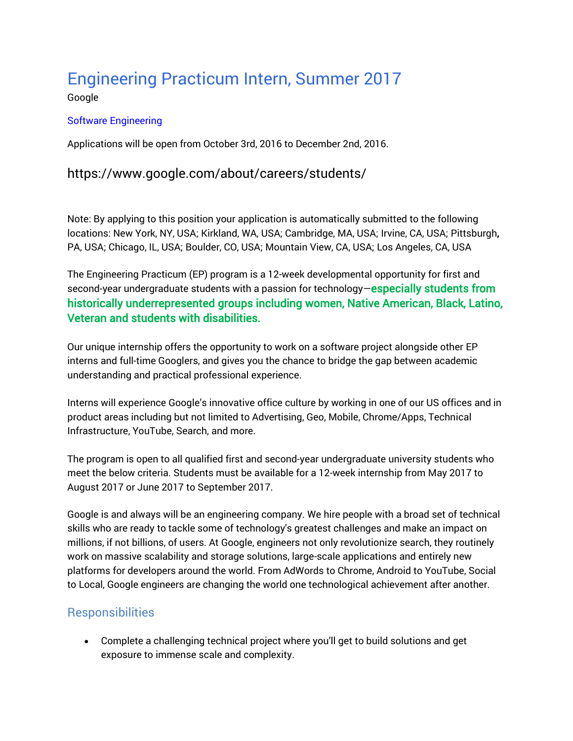# Engineering Practicum Intern, Summer 2017

Google

Software Engineering

Applications will be open from October 3rd, 2016 to December 2nd, 2016.

### https://www.google.com/about/careers/students/

Note: By applying to this position your application is automatically submitted to the following locations: New York, NY, USA; Kirkland, WA, USA; Cambridge, MA, USA; Irvine, CA, USA; Pittsburgh, PA, USA; Chicago, IL, USA; Boulder, CO, USA; Mountain View, CA, USA; Los Angeles, CA, USA

The Engineering Practicum (EP) program is a 12-week developmental opportunity for first and second-year undergraduate students with a passion for technology—**especially students from historically underrepresented groups including women, Native American, Black, Latino, Veteran and students with disabilities.**

Our unique internship offers the opportunity to work on a software project alongside other EP interns and full-time Googlers, and gives you the chance to bridge the gap between academic understanding and practical professional experience.

Interns will experience Google's innovative office culture by working in one of our US offices and in product areas including but not limited to Advertising, Geo, Mobile, Chrome/Apps, Technical Infrastructure, YouTube, Search, and more.

The program is open to all qualified first and second-year undergraduate university students who meet the below criteria. Students must be available for a 12-week internship from May 2017 to August 2017 or June 2017 to September 2017.

Google is and always will be an engineering company. We hire people with a broad set of technical skills who are ready to tackle some of technology's greatest challenges and make an impact on millions, if not billions, of users. At Google, engineers not only revolutionize search, they routinely work on massive scalability and storage solutions, large-scale applications and entirely new platforms for developers around the world. From AdWords to Chrome, Android to YouTube, Social to Local, Google engineers are changing the world one technological achievement after another.

## Responsibilities

- Complete a challenging technical project where you'll get to build solutions and get exposure to immense scale and complexity.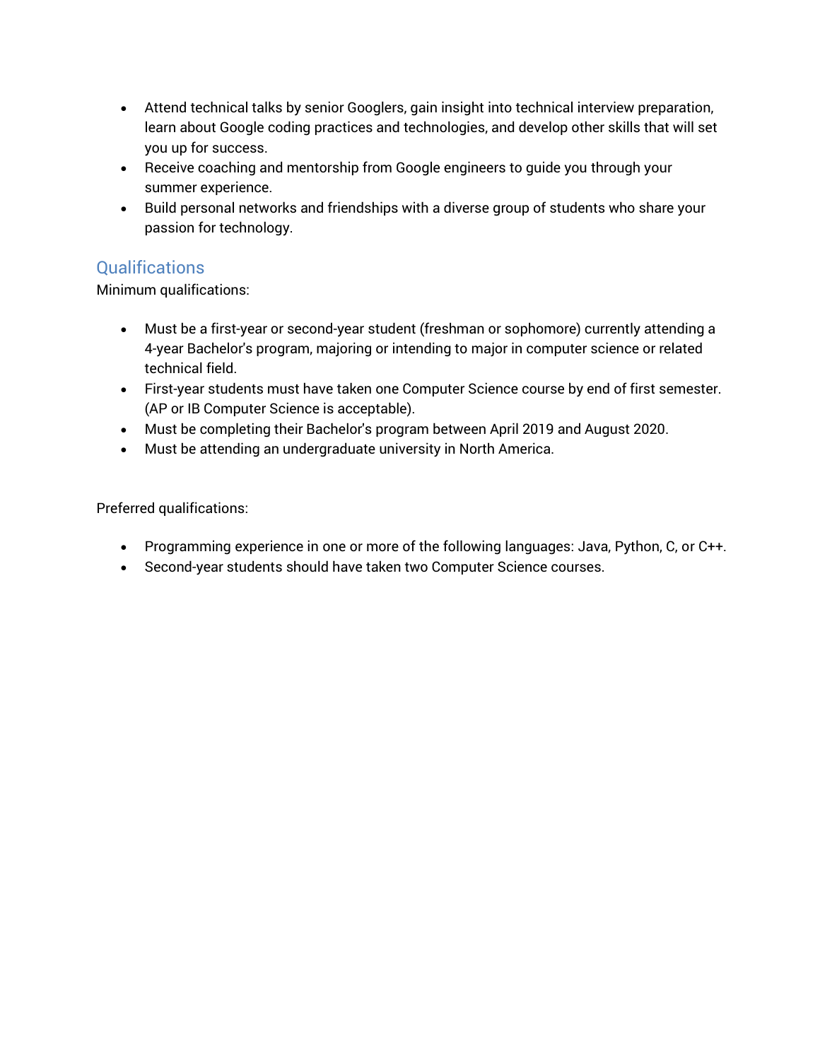- Attend technical talks by senior Googlers, gain insight into technical interview preparation, learn about Google coding practices and technologies, and develop other skills that will set you up for success.
- Receive coaching and mentorship from Google engineers to guide you through your summer experience.
- Build personal networks and friendships with a diverse group of students who share your passion for technology.

## Qualifications

Minimum qualifications:

- Must be a first-year or second-year student (freshman or sophomore) currently attending a 4-year Bachelor's program, majoring or intending to major in computer science or related technical field.
- First-year students must have taken one Computer Science course by end of first semester. (AP or IB Computer Science is acceptable).
- Must be completing their Bachelor's program between April 2019 and August 2020.
- Must be attending an undergraduate university in North America.

Preferred qualifications:

- Programming experience in one or more of the following languages: Java, Python, C, or C++.
- Second-year students should have taken two Computer Science courses.